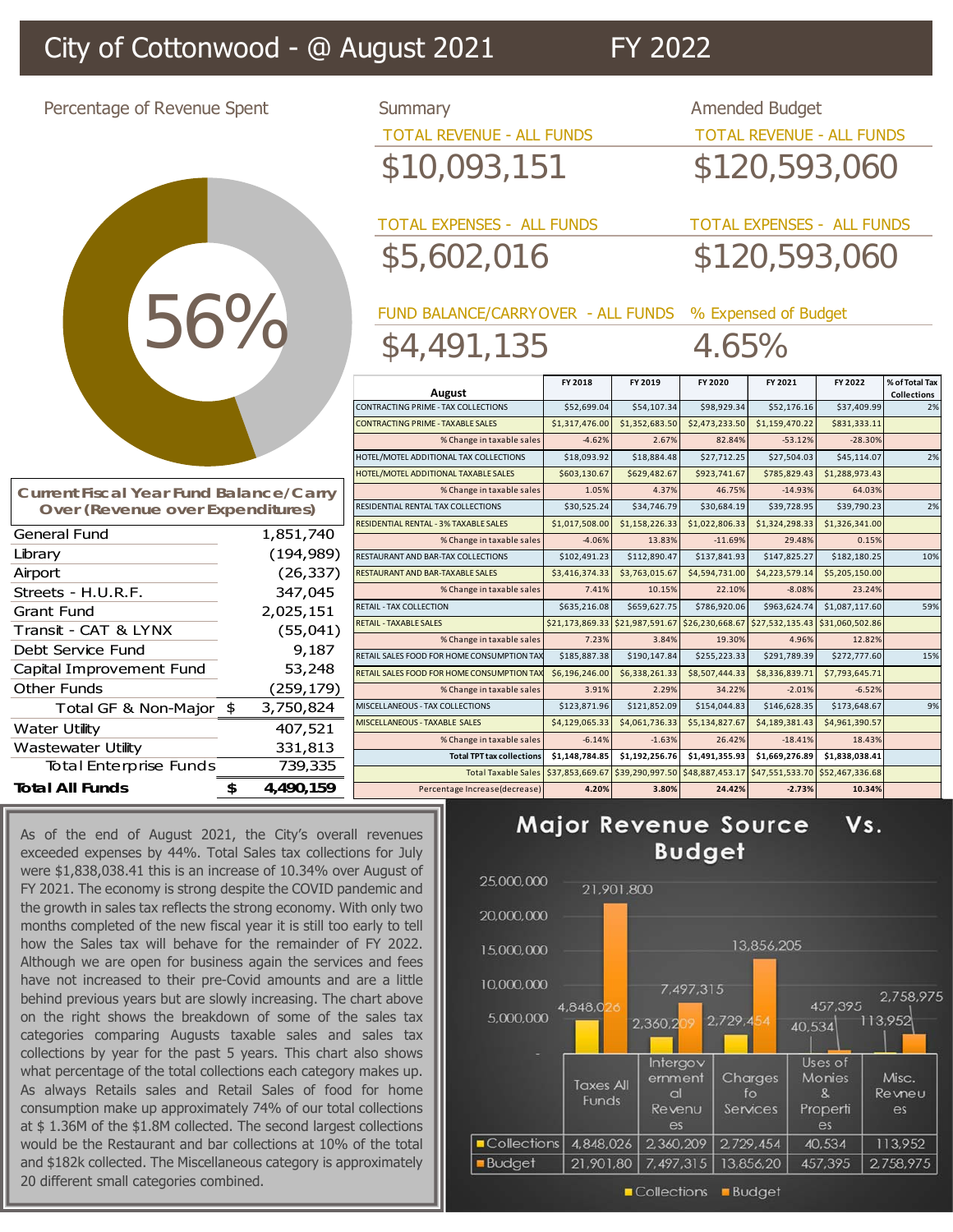# City of Cottonwood - @ August 2021 FY 2022

## Percentage of Revenue Spent

56%

## Summary

TOTAL REVENUE - ALL FUNDS

$10,093,151

TOTAL EXPENSES - ALL FUNDS

$5,602,016

FUND BALANCE/CARRYOVER - ALL FUNDS

$4,491,135

## Amended Budget

TOTAL REVENUE - ALL FUNDS

$120,593,060

TOTAL EXPENSES - ALL FUNDS

$120,593,060

% Expensed of Budget

4.65%

## Current Fiscal Year Fund Balance/Carry Over (Revenue over Expenditures)

| Fund | | Amount |
|---|---|---|
| General Fund | | 1,851,740 |
| Library | | (194,989) |
| Airport | | (26,337) |
| Streets - H.U.R.F. | | 347,045 |
| Grant Fund | | 2,025,151 |
| Transit - CAT & LYNX | | (55,041) |
| Debt Service Fund | | 9,187 |
| Capital Improvement Fund | | 53,248 |
| Other Funds | | (259,179) |
| Total GF & Non-Major | $ | 3,750,824 |
| Water Utility | | 407,521 |
| Wastewater Utility | | 331,813 |
| Total Enterprise Funds | | 739,335 |
| **Total All Funds** | **$** | **4,490,159** |

| August | FY 2018 | FY 2019 | FY 2020 | FY 2021 | FY 2022 | % of Total Tax Collections |
|---|---|---|---|---|---|---|
| CONTRACTING PRIME - TAX COLLECTIONS | $52,699.04 | $54,107.34 | $98,929.34 | $52,176.16 | $37,409.99 | 2% |
| CONTRACTING PRIME - TAXABLE SALES | $1,317,476.00 | $1,352,683.50 | $2,473,233.50 | $1,159,470.22 | $831,333.11 | |
| % Change in taxable sales | -4.62% | 2.67% | 82.84% | -53.12% | -28.30% | |
| HOTEL/MOTEL ADDITIONAL TAX COLLECTIONS | $18,093.92 | $18,884.48 | $27,712.25 | $27,504.03 | $45,114.07 | 2% |
| HOTEL/MOTEL ADDITIONAL TAXABLE SALES | $603,130.67 | $629,482.67 | $923,741.67 | $785,829.43 | $1,288,973.43 | |
| % Change in taxable sales | 1.05% | 4.37% | 46.75% | -14.93% | 64.03% | |
| RESIDENTIAL RENTAL TAX COLLECTIONS | $30,525.24 | $34,746.79 | $30,684.19 | $39,728.95 | $39,790.23 | 2% |
| RESIDENTIAL RENTAL - 3% TAXABLE SALES | $1,017,508.00 | $1,158,226.33 | $1,022,806.33 | $1,324,298.33 | $1,326,341.00 | |
| % Change in taxable sales | -4.06% | 13.83% | -11.69% | 29.48% | 0.15% | |
| RESTAURANT AND BAR-TAX COLLECTIONS | $102,491.23 | $112,890.47 | $137,841.93 | $147,825.27 | $182,180.25 | 10% |
| RESTAURANT AND BAR-TAXABLE SALES | $3,416,374.33 | $3,763,015.67 | $4,594,731.00 | $4,223,579.14 | $5,205,150.00 | |
| % Change in taxable sales | 7.41% | 10.15% | 22.10% | -8.08% | 23.24% | |
| RETAIL - TAX COLLECTION | $635,216.08 | $659,627.75 | $786,920.06 | $963,624.74 | $1,087,117.60 | 59% |
| RETAIL - TAXABLE SALES | $21,173,869.33 | $21,987,591.67 | $26,230,668.67 | $27,532,135.43 | $31,060,502.86 | |
| % Change in taxable sales | 7.23% | 3.84% | 19.30% | 4.96% | 12.82% | |
| RETAIL SALES FOOD FOR HOME CONSUMPTION TAX | $185,887.38 | $190,147.84 | $255,223.33 | $291,789.39 | $272,777.60 | 15% |
| RETAIL SALES FOOD FOR HOME CONSUMPTION TAX | $6,196,246.00 | $6,338,261.33 | $8,507,444.33 | $8,336,839.71 | $7,793,645.71 | |
| % Change in taxable sales | 3.91% | 2.29% | 34.22% | -2.01% | -6.52% | |
| MISCELLANEOUS - TAX COLLECTIONS | $123,871.96 | $121,852.09 | $154,044.83 | $146,628.35 | $173,648.67 | 9% |
| MISCELLANEOUS - TAXABLE SALES | $4,129,065.33 | $4,061,736.33 | $5,134,827.67 | $4,189,381.43 | $4,961,390.57 | |
| % Change in taxable sales | -6.14% | -1.63% | 26.42% | -18.41% | 18.43% | |
| **Total TPT tax collections** | **$1,148,784.85** | **$1,192,256.76** | **$1,491,355.93** | **$1,669,276.89** | **$1,838,038.41** | |
| Total Taxable Sales | $37,853,669.67 | $39,290,997.50 | $48,887,453.17 | $47,551,533.70 | $52,467,336.68 | |
| Percentage Increase(decrease) | **4.20%** | **3.80%** | **24.42%** | **-2.73%** | **10.34%** | |

As of the end of August 2021, the City's overall revenues exceeded expenses by 44%. Total Sales tax collections for July were $1,838,038.41 this is an increase of 10.34% over August of FY 2021. The economy is strong despite the COVID pandemic and the growth in sales tax reflects the strong economy. With only two months completed of the new fiscal year it is still too early to tell how the Sales tax will behave for the remainder of FY 2022. Although we are open for business again the services and fees have not increased to their pre-Covid amounts and are a little behind previous years but are slowly increasing. The chart above on the right shows the breakdown of some of the sales tax categories comparing Augusts taxable sales and sales tax collections by year for the past 5 years. This chart also shows what percentage of the total collections each category makes up. As always Retails sales and Retail Sales of food for home consumption make up approximately 74% of our total collections at $ 1.36M of the $1.8M collected. The second largest collections would be the Restaurant and bar collections at 10% of the total and $182k collected. The Miscellaneous category is approximately 20 different small categories combined.

## Major Revenue Source Vs. Budget

| | Taxes All Funds | Intergovernmental Revenues | Charges fo Services | Uses of Monies & Properties | Misc. Revneues |
|---|---|---|---|---|---|
| Collections | 4,848,026 | 2,360,209 | 2,729,454 | 40,534 | 113,952 |
| Budget | 21,901,80 | 7,497,315 | 13,856,20 | 457,395 | 2,758,975 |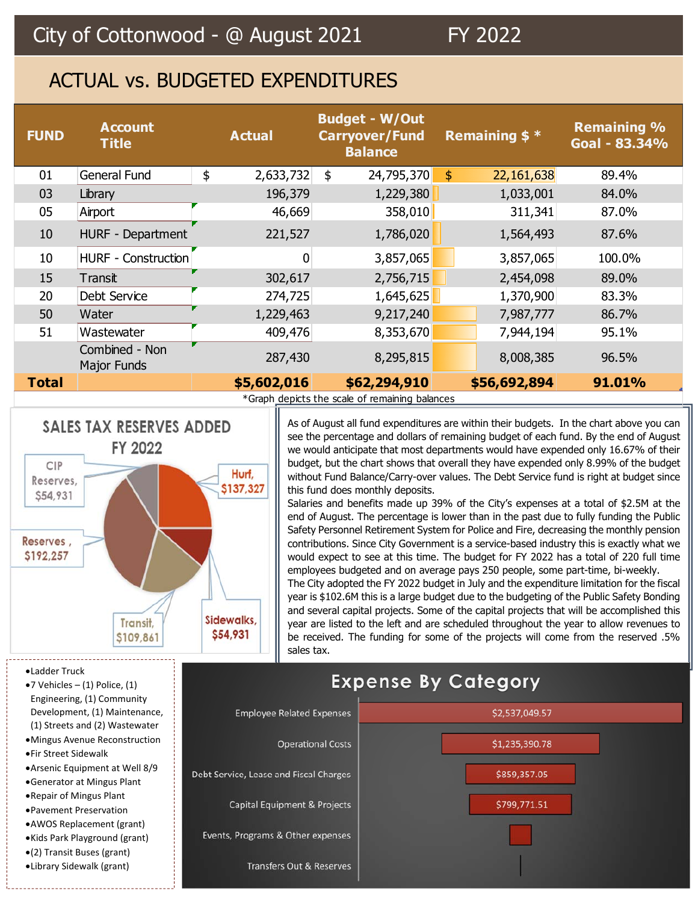# City of Cottonwood - @ August 2021 FY 2022

## ACTUAL vs. BUDGETED EXPENDITURES

| FUND | Account Title | Actual | Budget - W/Out Carryover/Fund Balance | Remaining $ * | Remaining % Goal - 83.34% |
|---|---|---|---|---|---|
| 01 | General Fund | $ 2,633,732 | $ 24,795,370 | $ 22,161,638 | 89.4% |
| 03 | Library | 196,379 | 1,229,380 | 1,033,001 | 84.0% |
| 05 | Airport | 46,669 | 358,010 | 311,341 | 87.0% |
| 10 | HURF - Department | 221,527 | 1,786,020 | 1,564,493 | 87.6% |
| 10 | HURF - Construction | 0 | 3,857,065 | 3,857,065 | 100.0% |
| 15 | Transit | 302,617 | 2,756,715 | 2,454,098 | 89.0% |
| 20 | Debt Service | 274,725 | 1,645,625 | 1,370,900 | 83.3% |
| 50 | Water | 1,229,463 | 9,217,240 | 7,987,777 | 86.7% |
| 51 | Wastewater | 409,476 | 8,353,670 | 7,944,194 | 95.1% |
| | Combined - Non Major Funds | 287,430 | 8,295,815 | 8,008,385 | 96.5% |
| **Total** | | **$5,602,016** | **$62,294,910** | **$56,692,894** | **91.01%** |

*Graph depicts the scale of remaining balances

SALES TAX RESERVES ADDED FY 2022

CIP Reserves, $54,931

Hurf, $137,327

Reserves , $192,257

Transit, $109,861

Sidewalks, $54,931

As of August all fund expenditures are within their budgets. In the chart above you can see the percentage and dollars of remaining budget of each fund. By the end of August we would anticipate that most departments would have expended only 16.67% of their budget, but the chart shows that overall they have expended only 8.99% of the budget without Fund Balance/Carry-over values. The Debt Service fund is right at budget since this fund does monthly deposits.

Salaries and benefits made up 39% of the City's expenses at a total of $2.5M at the end of August. The percentage is lower than in the past due to fully funding the Public Safety Personnel Retirement System for Police and Fire, decreasing the monthly pension contributions. Since City Government is a service-based industry this is exactly what we would expect to see at this time. The budget for FY 2022 has a total of 220 full time employees budgeted and on average pays 250 people, some part-time, bi-weekly.

The City adopted the FY 2022 budget in July and the expenditure limitation for the fiscal year is $102.6M this is a large budget due to the budgeting of the Public Safety Bonding and several capital projects. Some of the capital projects that will be accomplished this year are listed to the left and are scheduled throughout the year to allow revenues to be received. The funding for some of the projects will come from the reserved .5% sales tax.

- Ladder Truck
- 7 Vehicles – (1) Police, (1) Engineering, (1) Community Development, (1) Maintenance, (1) Streets and (2) Wastewater
- Mingus Avenue Reconstruction
- Fir Street Sidewalk
- Arsenic Equipment at Well 8/9
- Generator at Mingus Plant
- Repair of Mingus Plant
- Pavement Preservation
- AWOS Replacement (grant)
- Kids Park Playground (grant)
- (2) Transit Buses (grant)
- Library Sidewalk (grant)

Expense By Category

Employee Related Expenses $2,537,049.57

Operational Costs $1,235,390.78

Debt Service, Lease and Fiscal Charges $859,357.05

Capital Equipment & Projects $799,771.51

Events, Programs & Other expenses

Transfers Out & Reserves